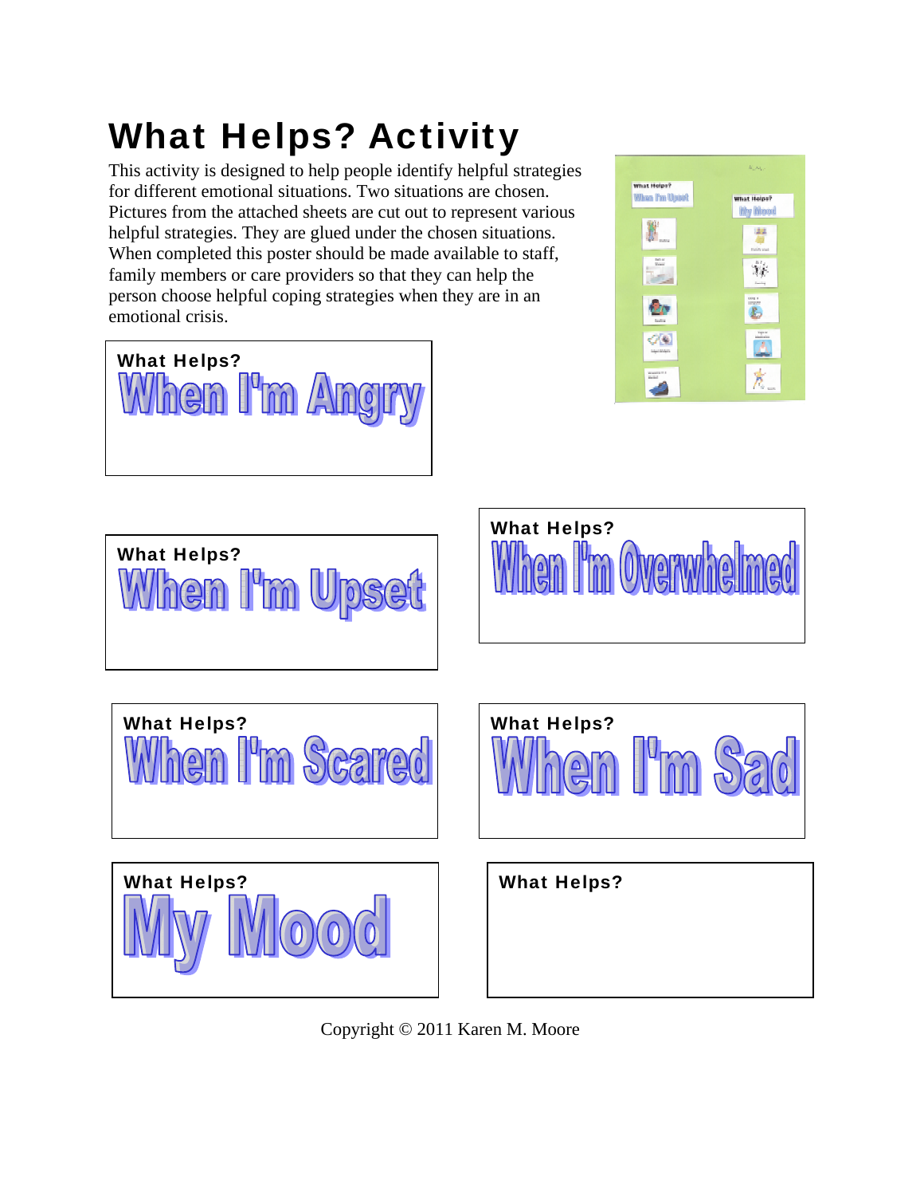# What Helps? Activity

This activity is designed to help people identify helpful strategies for different emotional situations. Two situations are chosen. Pictures from the attached sheets are cut out to represent various helpful strategies. They are glued under the chosen situations. When completed this poster should be made available to staff, family members or care providers so that they can help the person choose helpful coping strategies when they are in an emotional crisis.

**What Helps?**
**When I'm Angry**

**What Helps?**
**When I'm Upset**

**What Helps?**
**When I'm Overwhelmed**

**What Helps?**
**When I'm Scared**

**What Helps?**
**When I'm Sad**

**What Helps?**
**My Mood**

**What Helps?**

Copyright © 2011 Karen M. Moore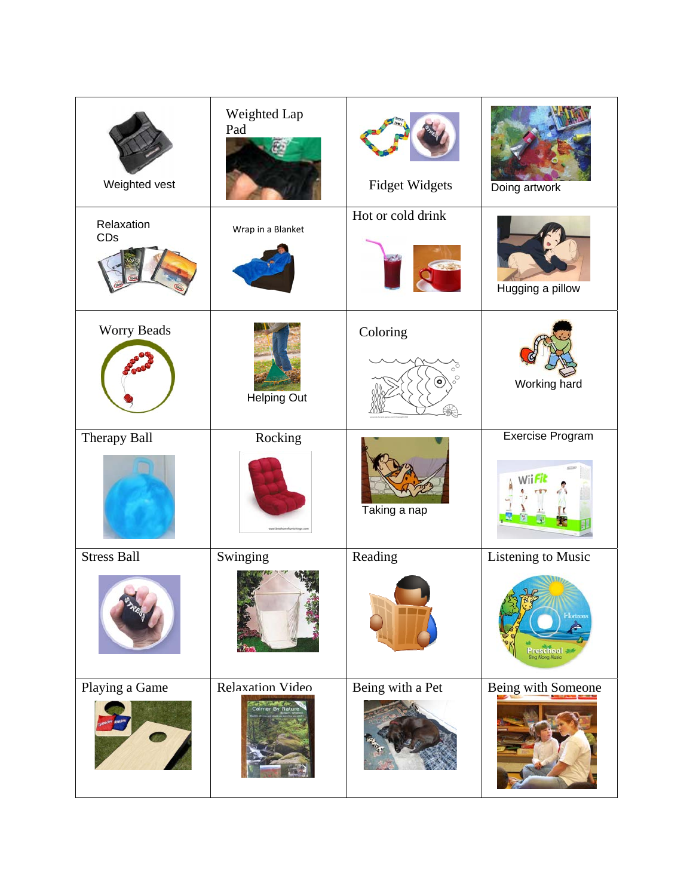| | | | |
|---|---|---|---|
| Weighted vest | Weighted Lap Pad | Fidget Widgets | Doing artwork |
| Relaxation CDs | Wrap in a Blanket | Hot or cold drink | Hugging a pillow |
| Worry Beads | Helping Out | Coloring | Working hard |
| Therapy Ball | Rocking | Taking a nap | Exercise Program |
| Stress Ball | Swinging | Reading | Listening to Music |
| Playing a Game | Relaxation Video | Being with a Pet | Being with Someone |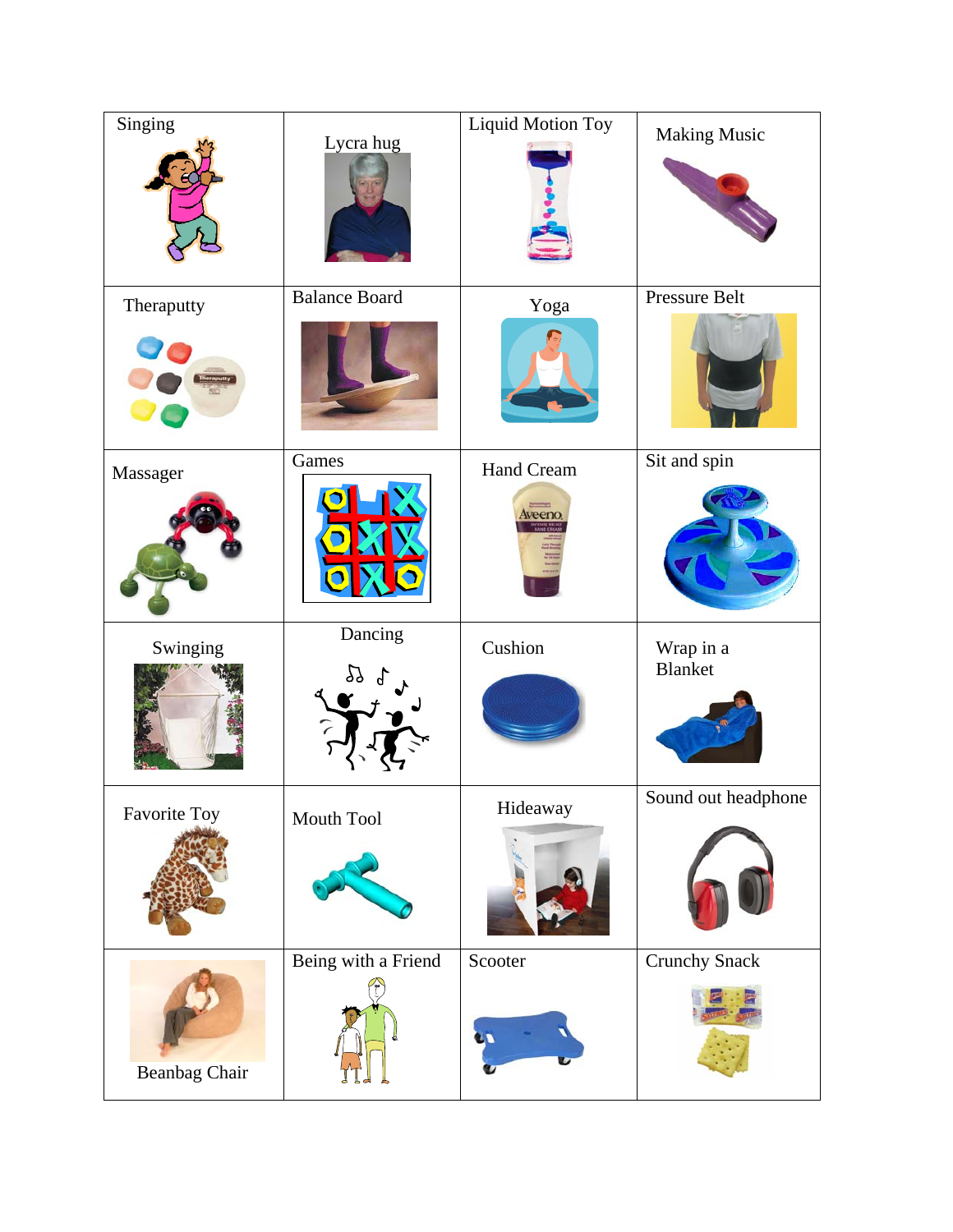| Singing | Lycra hug | Liquid Motion Toy | Making Music |
|---|---|---|---|
| Theraputty | Balance Board | Yoga | Pressure Belt |
| Massager | Games | Hand Cream | Sit and spin |
| Swinging | Dancing | Cushion | Wrap in a Blanket |
| Favorite Toy | Mouth Tool | Hideaway | Sound out headphone |
| Beanbag Chair | Being with a Friend | Scooter | Crunchy Snack |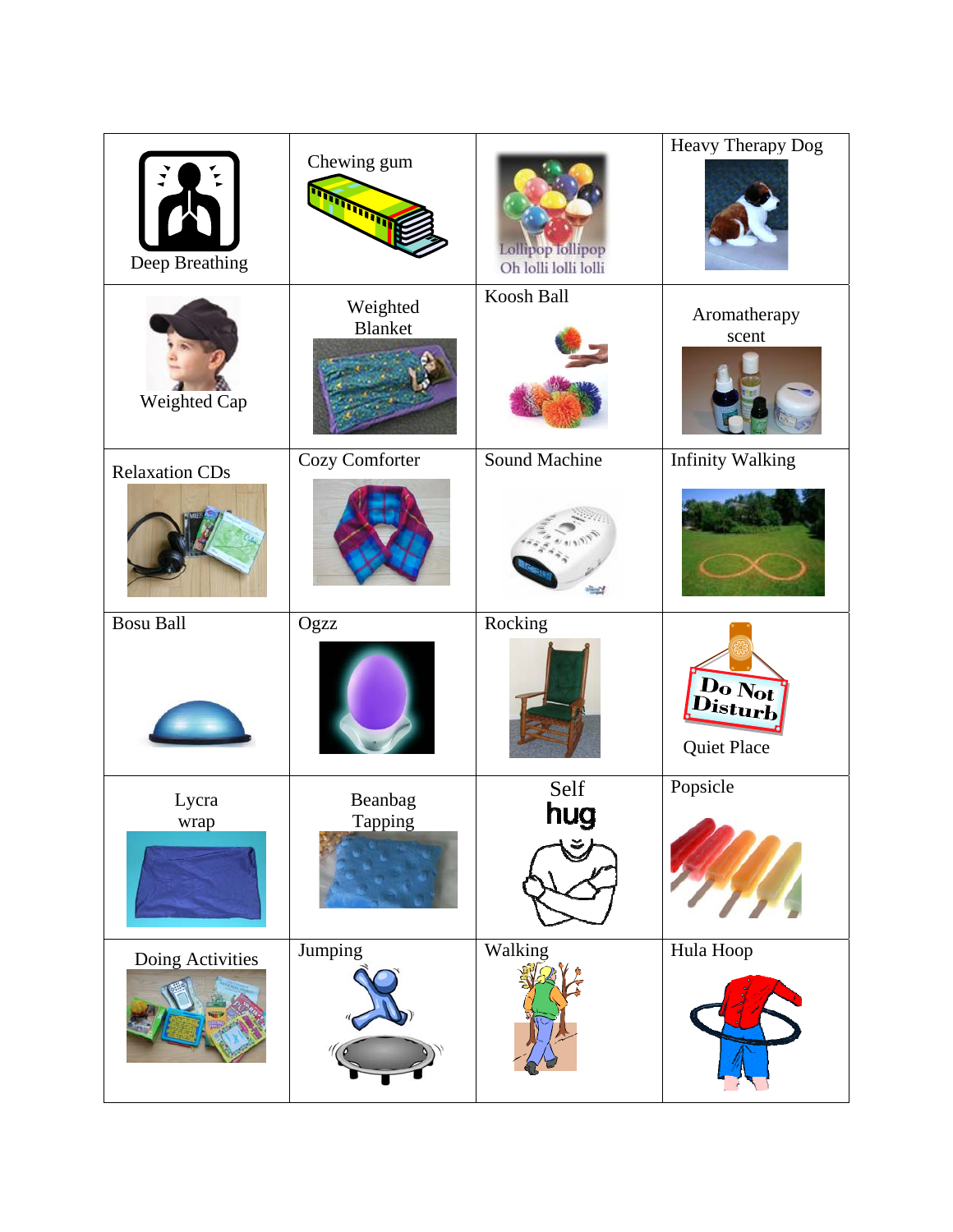| | | | |
|---|---|---|---|
| Deep Breathing | Chewing gum | Lollipop lollipop Oh lolli lolli lolli | Heavy Therapy Dog |
| Weighted Cap | Weighted Blanket | Koosh Ball | Aromatherapy scent |
| Relaxation CDs | Cozy Comforter | Sound Machine | Infinity Walking |
| Bosu Ball | Ogzz | Rocking | Do Not Disturb Quiet Place |
| Lycra wrap | Beanbag Tapping | Self hug | Popsicle |
| Doing Activities | Jumping | Walking | Hula Hoop |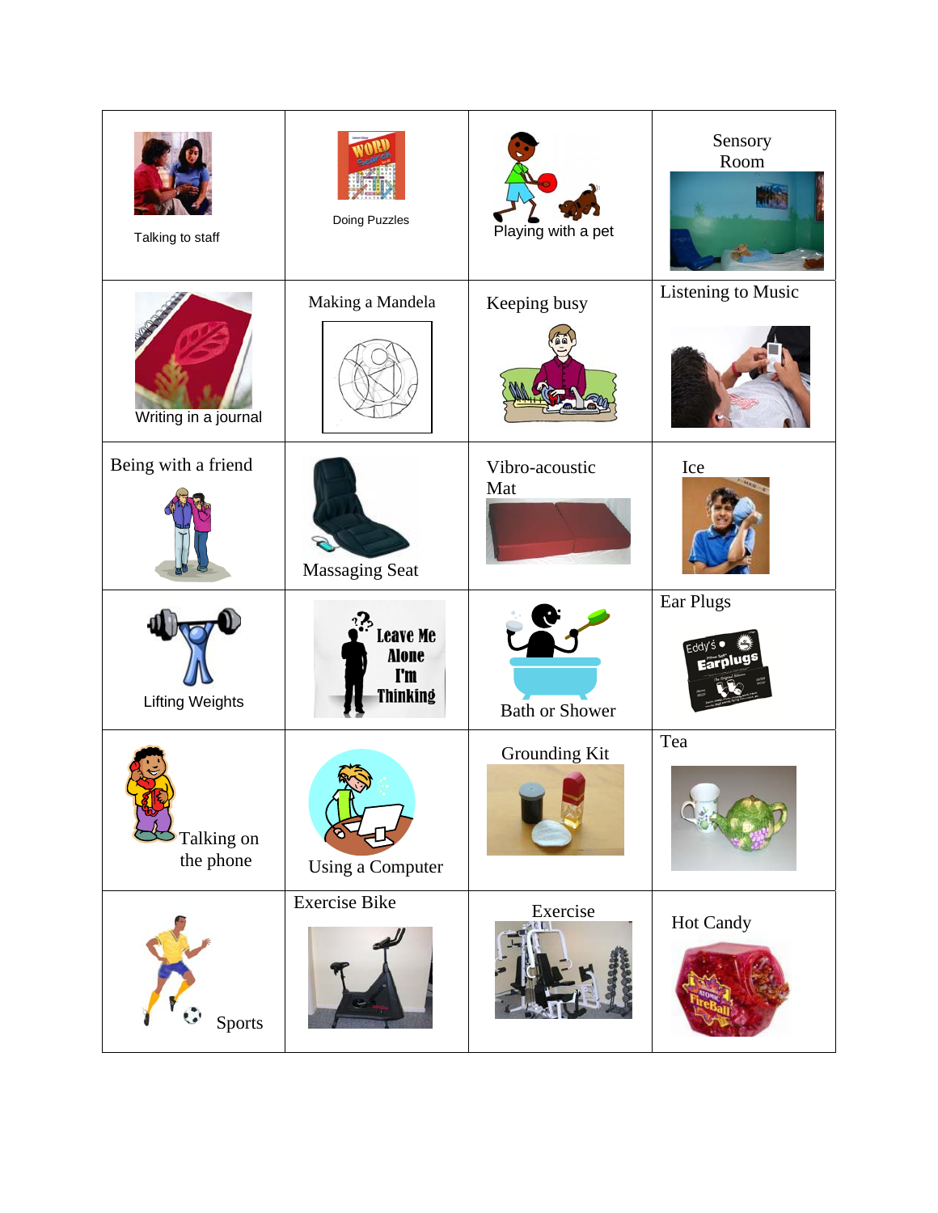| | | | |
|---|---|---|---|
| Talking to staff | Doing Puzzles | Playing with a pet | Sensory Room |
| Writing in a journal | Making a Mandela | Keeping busy | Listening to Music |
| Being with a friend | Massaging Seat | Vibro-acoustic Mat | Ice |
| Lifting Weights | Leave Me Alone I'm Thinking | Bath or Shower | Ear Plugs |
| Talking on the phone | Using a Computer | Grounding Kit | Tea |
| Sports | Exercise Bike | Exercise | Hot Candy |